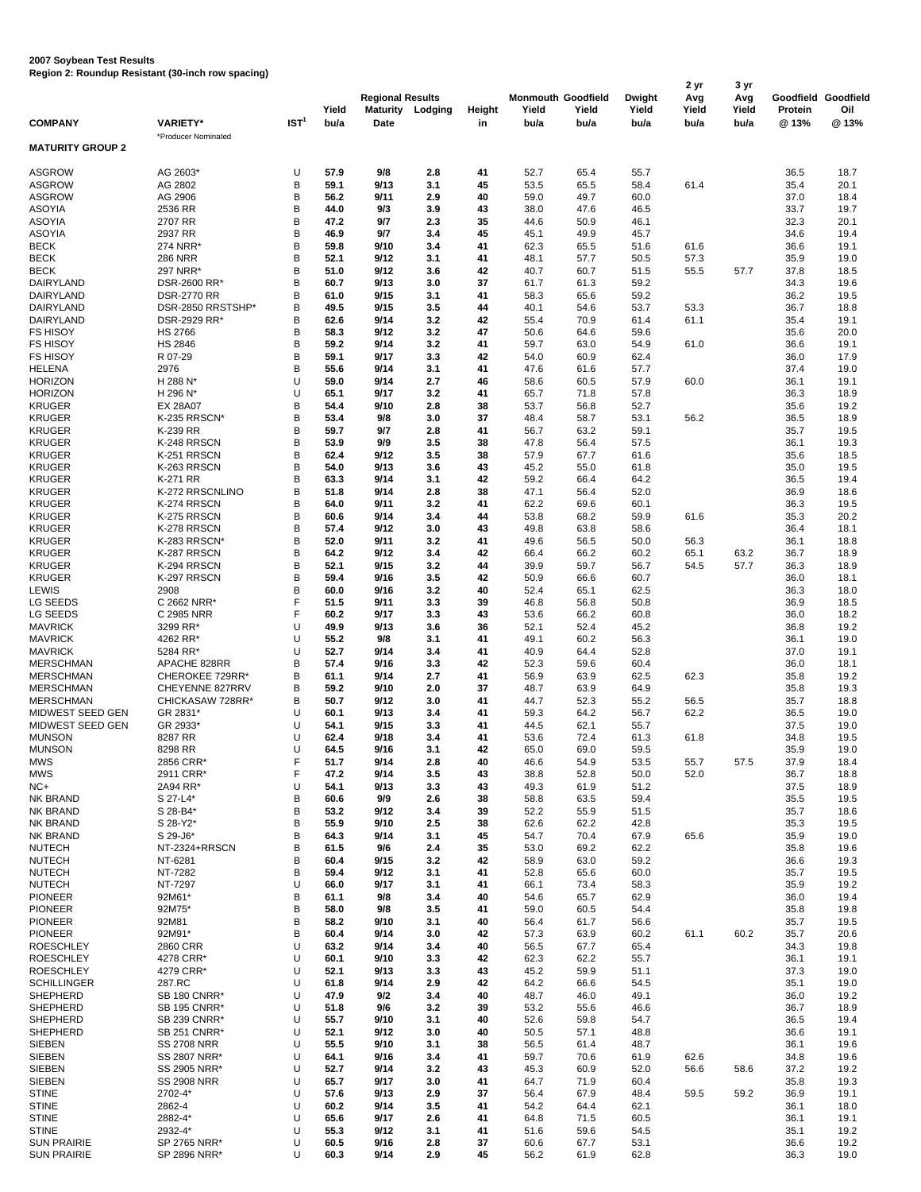**2007 Soybean Test Results**
**Region 2: Roundup Resistant (30-inch row spacing)**

| COMPANY | VARIETY* | IST[1] | Yield bu/a | Regional Results Maturity Date | Lodging | Height in | Monmouth Yield bu/a | Goodfield Yield bu/a | Dwight Yield bu/a | 2 yr Avg Yield bu/a | 3 yr Avg Yield bu/a | Goodfield Protein @ 13% | Goodfield Oil @ 13% |
|---|---|---|---|---|---|---|---|---|---|---|---|---|---|
| | *Producer Nominated | | | | | | | | | | | | |
| **MATURITY GROUP 2** | | | | | | | | | | | | | |
| ASGROW | AG 2603* | U | 57.9 | 9/8 | 2.8 | 41 | 52.7 | 65.4 | 55.7 | | | 36.5 | 18.7 |
| ASGROW | AG 2802 | B | 59.1 | 9/13 | 3.1 | 45 | 53.5 | 65.5 | 58.4 | 61.4 | | 35.4 | 20.1 |
| ASGROW | AG 2906 | B | 56.2 | 9/11 | 2.9 | 40 | 59.0 | 49.7 | 60.0 | | | 37.0 | 18.4 |
| ASOYIA | 2536 RR | B | 44.0 | 9/3 | 3.9 | 43 | 38.0 | 47.6 | 46.5 | | | 33.7 | 19.7 |
| ASOYIA | 2707 RR | B | 47.2 | 9/7 | 2.3 | 35 | 44.6 | 50.9 | 46.1 | | | 32.3 | 20.1 |
| ASOYIA | 2937 RR | B | 46.9 | 9/7 | 3.4 | 45 | 45.1 | 49.9 | 45.7 | | | 34.6 | 19.4 |
| BECK | 274 NRR* | B | 59.8 | 9/10 | 3.4 | 41 | 62.3 | 65.5 | 51.6 | 61.6 | | 36.6 | 19.1 |
| BECK | 286 NRR | B | 52.1 | 9/12 | 3.1 | 41 | 48.1 | 57.7 | 50.5 | 57.3 | | 35.9 | 19.0 |
| BECK | 297 NRR* | B | 51.0 | 9/12 | 3.6 | 42 | 40.7 | 60.7 | 51.5 | 55.5 | 57.7 | 37.8 | 18.5 |
| DAIRYLAND | DSR-2600 RR* | B | 60.7 | 9/13 | 3.0 | 37 | 61.7 | 61.3 | 59.2 | | | 34.3 | 19.6 |
| DAIRYLAND | DSR-2770 RR | B | 61.0 | 9/15 | 3.1 | 41 | 58.3 | 65.6 | 59.2 | | | 36.2 | 19.5 |
| DAIRYLAND | DSR-2850 RRSTSHP* | B | 49.5 | 9/15 | 3.5 | 44 | 40.1 | 54.6 | 53.7 | 53.3 | | 36.7 | 18.8 |
| DAIRYLAND | DSR-2929 RR* | B | 62.6 | 9/14 | 3.2 | 42 | 55.4 | 70.9 | 61.4 | 61.1 | | 35.4 | 19.1 |
| FS HISOY | HS 2766 | B | 58.3 | 9/12 | 3.2 | 47 | 50.6 | 64.6 | 59.6 | | | 35.6 | 20.0 |
| FS HISOY | HS 2846 | B | 59.2 | 9/14 | 3.2 | 41 | 59.7 | 63.0 | 54.9 | 61.0 | | 36.6 | 19.1 |
| FS HISOY | R 07-29 | B | 59.1 | 9/17 | 3.3 | 42 | 54.0 | 60.9 | 62.4 | | | 36.0 | 17.9 |
| HELENA | 2976 | B | 55.6 | 9/14 | 3.1 | 41 | 47.6 | 61.6 | 57.7 | | | 37.4 | 19.0 |
| HORIZON | H 288 N* | U | 59.0 | 9/14 | 2.7 | 46 | 58.6 | 60.5 | 57.9 | 60.0 | | 36.1 | 19.1 |
| HORIZON | H 296 N* | U | 65.1 | 9/17 | 3.2 | 41 | 65.7 | 71.8 | 57.8 | | | 36.3 | 18.9 |
| KRUGER | EX 28A07 | B | 54.4 | 9/10 | 2.8 | 38 | 53.7 | 56.8 | 52.7 | | | 35.6 | 19.2 |
| KRUGER | K-235 RRSCN* | B | 53.4 | 9/8 | 3.0 | 37 | 48.4 | 58.7 | 53.1 | 56.2 | | 36.5 | 18.9 |
| KRUGER | K-239 RR | B | 59.7 | 9/7 | 2.8 | 41 | 56.7 | 63.2 | 59.1 | | | 35.7 | 19.5 |
| KRUGER | K-248 RRSCN | B | 53.9 | 9/9 | 3.5 | 38 | 47.8 | 56.4 | 57.5 | | | 36.1 | 19.3 |
| KRUGER | K-251 RRSCN | B | 62.4 | 9/12 | 3.5 | 38 | 57.9 | 67.7 | 61.6 | | | 35.6 | 18.5 |
| KRUGER | K-263 RRSCN | B | 54.0 | 9/13 | 3.6 | 43 | 45.2 | 55.0 | 61.8 | | | 35.0 | 19.5 |
| KRUGER | K-271 RR | B | 63.3 | 9/14 | 3.1 | 42 | 59.2 | 66.4 | 64.2 | | | 36.5 | 19.4 |
| KRUGER | K-272 RRSCNLINO | B | 51.8 | 9/14 | 2.8 | 38 | 47.1 | 56.4 | 52.0 | | | 36.9 | 18.6 |
| KRUGER | K-274 RRSCN | B | 64.0 | 9/11 | 3.2 | 41 | 62.2 | 69.6 | 60.1 | | | 36.3 | 19.5 |
| KRUGER | K-275 RRSCN | B | 60.6 | 9/14 | 3.4 | 44 | 53.8 | 68.2 | 59.9 | 61.6 | | 35.3 | 20.2 |
| KRUGER | K-278 RRSCN | B | 57.4 | 9/12 | 3.0 | 43 | 49.8 | 63.8 | 58.6 | | | 36.4 | 18.1 |
| KRUGER | K-283 RRSCN* | B | 52.0 | 9/11 | 3.2 | 41 | 49.6 | 56.5 | 50.0 | 56.3 | | 36.1 | 18.8 |
| KRUGER | K-287 RRSCN | B | 64.2 | 9/12 | 3.4 | 42 | 66.4 | 66.2 | 60.2 | 65.1 | 63.2 | 36.7 | 18.9 |
| KRUGER | K-294 RRSCN | B | 52.1 | 9/15 | 3.2 | 44 | 39.9 | 59.7 | 56.7 | 54.5 | 57.7 | 36.3 | 18.9 |
| KRUGER | K-297 RRSCN | B | 59.4 | 9/16 | 3.5 | 42 | 50.9 | 66.6 | 60.7 | | | 36.0 | 18.1 |
| LEWIS | 2908 | B | 60.0 | 9/16 | 3.2 | 40 | 52.4 | 65.1 | 62.5 | | | 36.3 | 18.0 |
| LG SEEDS | C 2662 NRR* | F | 51.5 | 9/11 | 3.3 | 39 | 46.8 | 56.8 | 50.8 | | | 36.9 | 18.5 |
| LG SEEDS | C 2985 NRR | F | 60.2 | 9/17 | 3.3 | 43 | 53.6 | 66.2 | 60.8 | | | 36.0 | 18.2 |
| MAVRICK | 3299 RR* | U | 49.9 | 9/13 | 3.6 | 36 | 52.1 | 52.4 | 45.2 | | | 36.8 | 19.2 |
| MAVRICK | 4262 RR* | U | 55.2 | 9/8 | 3.1 | 41 | 49.1 | 60.2 | 56.3 | | | 36.1 | 19.0 |
| MAVRICK | 5284 RR* | U | 52.7 | 9/14 | 3.4 | 41 | 40.9 | 64.4 | 52.8 | | | 37.0 | 19.1 |
| MERSCHMAN | APACHE 828RR | B | 57.4 | 9/16 | 3.3 | 42 | 52.3 | 59.6 | 60.4 | | | 36.0 | 18.1 |
| MERSCHMAN | CHEROKEE 729RR* | B | 61.1 | 9/14 | 2.7 | 41 | 56.9 | 63.9 | 62.5 | 62.3 | | 35.8 | 19.2 |
| MERSCHMAN | CHEYENNE 827RRV | B | 59.2 | 9/10 | 2.0 | 37 | 48.7 | 63.9 | 64.9 | | | 35.8 | 19.3 |
| MERSCHMAN | CHICKASAW 728RR* | B | 50.7 | 9/12 | 3.0 | 41 | 44.7 | 52.3 | 55.2 | 56.5 | | 35.7 | 18.8 |
| MIDWEST SEED GEN | GR 2831* | U | 60.1 | 9/13 | 3.4 | 41 | 59.3 | 64.2 | 56.7 | 62.2 | | 36.5 | 19.0 |
| MIDWEST SEED GEN | GR 2933* | U | 54.1 | 9/15 | 3.3 | 41 | 44.5 | 62.1 | 55.7 | | | 37.5 | 19.0 |
| MUNSON | 8287 RR | U | 62.4 | 9/18 | 3.4 | 41 | 53.6 | 72.4 | 61.3 | 61.8 | | 34.8 | 19.5 |
| MUNSON | 8298 RR | U | 64.5 | 9/16 | 3.1 | 42 | 65.0 | 69.0 | 59.5 | | | 35.9 | 19.0 |
| MWS | 2856 CRR* | F | 51.7 | 9/14 | 2.8 | 40 | 46.6 | 54.9 | 53.5 | 55.7 | 57.5 | 37.9 | 18.4 |
| MWS | 2911 CRR* | F | 47.2 | 9/14 | 3.5 | 43 | 38.8 | 52.8 | 50.0 | 52.0 | | 36.7 | 18.8 |
| NC+ | 2A94 RR* | U | 54.1 | 9/13 | 3.3 | 43 | 49.3 | 61.9 | 51.2 | | | 37.5 | 18.9 |
| NK BRAND | S 27-L4* | B | 60.6 | 9/9 | 2.6 | 38 | 58.8 | 63.5 | 59.4 | | | 35.5 | 19.5 |
| NK BRAND | S 28-B4* | B | 53.2 | 9/12 | 3.4 | 39 | 52.2 | 55.9 | 51.5 | | | 35.7 | 18.6 |
| NK BRAND | S 28-Y2* | B | 55.9 | 9/10 | 2.5 | 38 | 62.6 | 62.2 | 42.8 | | | 35.3 | 19.5 |
| NK BRAND | S 29-J6* | B | 64.3 | 9/14 | 3.1 | 45 | 54.7 | 70.4 | 67.9 | 65.6 | | 35.9 | 19.0 |
| NUTECH | NT-2324+RRSCN | B | 61.5 | 9/6 | 2.4 | 35 | 53.0 | 69.2 | 62.2 | | | 35.8 | 19.6 |
| NUTECH | NT-6281 | B | 60.4 | 9/15 | 3.2 | 42 | 58.9 | 63.0 | 59.2 | | | 36.6 | 19.3 |
| NUTECH | NT-7282 | B | 59.4 | 9/12 | 3.1 | 41 | 52.8 | 65.6 | 60.0 | | | 35.7 | 19.5 |
| NUTECH | NT-7297 | U | 66.0 | 9/17 | 3.1 | 41 | 66.1 | 73.4 | 58.3 | | | 35.9 | 19.2 |
| PIONEER | 92M61* | B | 61.1 | 9/8 | 3.4 | 40 | 54.6 | 65.7 | 62.9 | | | 36.0 | 19.4 |
| PIONEER | 92M75* | B | 58.0 | 9/8 | 3.5 | 41 | 59.0 | 60.5 | 54.4 | | | 35.8 | 19.8 |
| PIONEER | 92M81 | B | 58.2 | 9/10 | 3.1 | 40 | 56.4 | 61.7 | 56.6 | | | 35.7 | 19.5 |
| PIONEER | 92M91* | B | 60.4 | 9/14 | 3.0 | 42 | 57.3 | 63.9 | 60.2 | 61.1 | 60.2 | 35.7 | 20.6 |
| ROESCHLEY | 2860 CRR | U | 63.2 | 9/14 | 3.4 | 40 | 56.5 | 67.7 | 65.4 | | | 34.3 | 19.8 |
| ROESCHLEY | 4278 CRR* | U | 60.1 | 9/10 | 3.3 | 42 | 62.3 | 62.2 | 55.7 | | | 36.1 | 19.1 |
| ROESCHLEY | 4279 CRR* | U | 52.1 | 9/13 | 3.3 | 43 | 45.2 | 59.9 | 51.1 | | | 37.3 | 19.0 |
| SCHILLINGER | 287.RC | U | 61.8 | 9/14 | 2.9 | 42 | 64.2 | 66.6 | 54.5 | | | 35.1 | 19.0 |
| SHEPHERD | SB 180 CNRR* | U | 47.9 | 9/2 | 3.4 | 40 | 48.7 | 46.0 | 49.1 | | | 36.0 | 19.2 |
| SHEPHERD | SB 195 CNRR* | U | 51.8 | 9/6 | 3.2 | 39 | 53.2 | 55.6 | 46.6 | | | 36.7 | 18.9 |
| SHEPHERD | SB 239 CNRR* | U | 55.7 | 9/10 | 3.1 | 40 | 52.6 | 59.8 | 54.7 | | | 36.5 | 19.4 |
| SHEPHERD | SB 251 CNRR* | U | 52.1 | 9/12 | 3.0 | 40 | 50.5 | 57.1 | 48.8 | | | 36.6 | 19.1 |
| SIEBEN | SS 2708 NRR | U | 55.5 | 9/10 | 3.1 | 38 | 56.5 | 61.4 | 48.7 | | | 36.1 | 19.6 |
| SIEBEN | SS 2807 NRR* | U | 64.1 | 9/16 | 3.4 | 41 | 59.7 | 70.6 | 61.9 | 62.6 | | 34.8 | 19.6 |
| SIEBEN | SS 2905 NRR* | U | 52.7 | 9/14 | 3.2 | 43 | 45.3 | 60.9 | 52.0 | 56.6 | 58.6 | 37.2 | 19.2 |
| SIEBEN | SS 2908 NRR | U | 65.7 | 9/17 | 3.0 | 41 | 64.7 | 71.9 | 60.4 | | | 35.8 | 19.3 |
| STINE | 2702-4* | U | 57.6 | 9/13 | 2.9 | 37 | 56.4 | 67.9 | 48.4 | 59.5 | 59.2 | 36.9 | 19.1 |
| STINE | 2862-4 | U | 60.2 | 9/14 | 3.5 | 41 | 54.2 | 64.4 | 62.1 | | | 36.1 | 18.0 |
| STINE | 2882-4* | U | 65.6 | 9/17 | 2.6 | 41 | 64.8 | 71.5 | 60.5 | | | 36.1 | 19.1 |
| STINE | 2932-4* | U | 55.3 | 9/12 | 3.1 | 41 | 51.6 | 59.6 | 54.5 | | | 35.1 | 19.2 |
| SUN PRAIRIE | SP 2765 NRR* | U | 60.5 | 9/16 | 2.8 | 37 | 60.6 | 67.7 | 53.1 | | | 36.6 | 19.2 |
| SUN PRAIRIE | SP 2896 NRR* | U | 60.3 | 9/14 | 2.9 | 45 | 56.2 | 61.9 | 62.8 | | | 36.3 | 19.0 |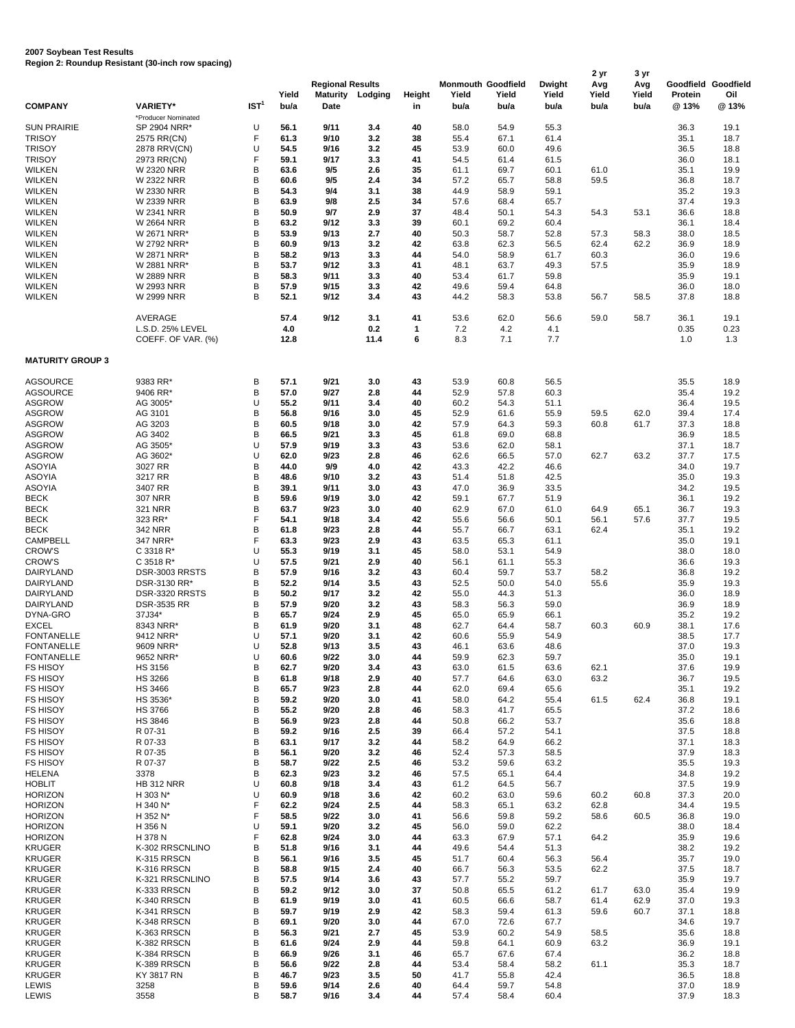**2007 Soybean Test Results**
**Region 2: Roundup Resistant (30-inch row spacing)**

| COMPANY | VARIETY* | IST[1] | Regional Results Yield bu/a | Maturity Date | Lodging | Height in | Monmouth Yield bu/a | Goodfield Yield bu/a | Dwight Yield bu/a | 2 yr Avg Yield bu/a | 3 yr Avg Yield bu/a | Goodfield Protein @ 13% | Goodfield Oil @ 13% |
|---|---|---|---|---|---|---|---|---|---|---|---|---|---|
| | *Producer Nominated | | | | | | | | | | | | |
| SUN PRAIRIE | SP 2904 NRR* | U | 56.1 | 9/11 | 3.4 | 40 | 58.0 | 54.9 | 55.3 | | | 36.3 | 19.1 |
| TRISOY | 2575 RR(CN) | F | 61.3 | 9/10 | 3.2 | 38 | 55.4 | 67.1 | 61.4 | | | 35.1 | 18.7 |
| TRISOY | 2878 RRV(CN) | U | 54.5 | 9/16 | 3.2 | 45 | 53.9 | 60.0 | 49.6 | | | 36.5 | 18.8 |
| TRISOY | 2973 RR(CN) | F | 59.1 | 9/17 | 3.3 | 41 | 54.5 | 61.4 | 61.5 | | | 36.0 | 18.1 |
| WILKEN | W 2320 NRR | B | 63.6 | 9/5 | 2.6 | 35 | 61.1 | 69.7 | 60.1 | 61.0 | | 35.1 | 19.9 |
| WILKEN | W 2322 NRR | B | 60.6 | 9/5 | 2.4 | 34 | 57.2 | 65.7 | 58.8 | 59.5 | | 36.8 | 18.7 |
| WILKEN | W 2330 NRR | B | 54.3 | 9/4 | 3.1 | 38 | 44.9 | 58.9 | 59.1 | | | 35.2 | 19.3 |
| WILKEN | W 2339 NRR | B | 63.9 | 9/8 | 2.5 | 34 | 57.6 | 68.4 | 65.7 | | | 37.4 | 19.3 |
| WILKEN | W 2341 NRR | B | 50.9 | 9/7 | 2.9 | 37 | 48.4 | 50.1 | 54.3 | 54.3 | 53.1 | 36.6 | 18.8 |
| WILKEN | W 2664 NRR | B | 63.2 | 9/12 | 3.3 | 39 | 60.1 | 69.2 | 60.4 | | | 36.1 | 18.4 |
| WILKEN | W 2671 NRR* | B | 53.9 | 9/13 | 2.7 | 40 | 50.3 | 58.7 | 52.8 | 57.3 | 58.3 | 38.0 | 18.5 |
| WILKEN | W 2792 NRR* | B | 60.9 | 9/13 | 3.2 | 42 | 63.8 | 62.3 | 56.5 | 62.4 | 62.2 | 36.9 | 18.9 |
| WILKEN | W 2871 NRR* | B | 58.2 | 9/13 | 3.3 | 44 | 54.0 | 58.9 | 61.7 | 60.3 | | 36.0 | 19.6 |
| WILKEN | W 2881 NRR* | B | 53.7 | 9/12 | 3.3 | 41 | 48.1 | 63.7 | 49.3 | 57.5 | | 35.9 | 18.9 |
| WILKEN | W 2889 NRR | B | 58.3 | 9/11 | 3.3 | 40 | 53.4 | 61.7 | 59.8 | | | 35.9 | 19.1 |
| WILKEN | W 2993 NRR | B | 57.9 | 9/15 | 3.3 | 42 | 49.6 | 59.4 | 64.8 | | | 36.0 | 18.0 |
| WILKEN | W 2999 NRR | B | 52.1 | 9/12 | 3.4 | 43 | 44.2 | 58.3 | 53.8 | 56.7 | 58.5 | 37.8 | 18.8 |
| | AVERAGE | | 57.4 | 9/12 | 3.1 | 41 | 53.6 | 62.0 | 56.6 | 59.0 | 58.7 | 36.1 | 19.1 |
| | L.S.D. 25% LEVEL | | 4.0 | | 0.2 | 1 | 7.2 | 4.2 | 4.1 | | | 0.35 | 0.23 |
| | COEFF. OF VAR. (%) | | 12.8 | | 11.4 | 6 | 8.3 | 7.1 | 7.7 | | | 1.0 | 1.3 |
| **MATURITY GROUP 3** | | | | | | | | | | | | | |
| AGSOURCE | 9383 RR* | B | 57.1 | 9/21 | 3.0 | 43 | 53.9 | 60.8 | 56.5 | | | 35.5 | 18.9 |
| AGSOURCE | 9406 RR* | B | 57.0 | 9/27 | 2.8 | 44 | 52.9 | 57.8 | 60.3 | | | 35.4 | 19.2 |
| ASGROW | AG 3005* | U | 55.2 | 9/11 | 3.4 | 40 | 60.2 | 54.3 | 51.1 | | | 36.4 | 19.5 |
| ASGROW | AG 3101 | B | 56.8 | 9/16 | 3.0 | 45 | 52.9 | 61.6 | 55.9 | 59.5 | 62.0 | 39.4 | 17.4 |
| ASGROW | AG 3203 | B | 60.5 | 9/18 | 3.0 | 42 | 57.9 | 64.3 | 59.3 | 60.8 | 61.7 | 37.3 | 18.8 |
| ASGROW | AG 3402 | B | 66.5 | 9/21 | 3.3 | 45 | 61.8 | 69.0 | 68.8 | | | 36.9 | 18.5 |
| ASGROW | AG 3505* | U | 57.9 | 9/19 | 3.3 | 43 | 53.6 | 62.0 | 58.1 | | | 37.1 | 18.7 |
| ASGROW | AG 3602* | U | 62.0 | 9/23 | 2.8 | 46 | 62.6 | 66.5 | 57.0 | 62.7 | 63.2 | 37.7 | 17.5 |
| ASOYIA | 3027 RR | B | 44.0 | 9/9 | 4.0 | 42 | 43.3 | 42.2 | 46.6 | | | 34.0 | 19.7 |
| ASOYIA | 3217 RR | B | 48.6 | 9/10 | 3.2 | 43 | 51.4 | 51.8 | 42.5 | | | 35.0 | 19.3 |
| ASOYIA | 3407 RR | B | 39.1 | 9/11 | 3.0 | 43 | 47.0 | 36.9 | 33.5 | | | 34.2 | 19.5 |
| BECK | 307 NRR | B | 59.6 | 9/19 | 3.0 | 42 | 59.1 | 67.7 | 51.9 | | | 36.1 | 19.2 |
| BECK | 321 NRR | B | 63.7 | 9/23 | 3.0 | 40 | 62.9 | 67.0 | 61.0 | 64.9 | 65.1 | 36.7 | 19.3 |
| BECK | 323 RR* | F | 54.1 | 9/18 | 3.4 | 42 | 55.6 | 56.6 | 50.1 | 56.1 | 57.6 | 37.7 | 19.5 |
| BECK | 342 NRR | B | 61.8 | 9/23 | 2.8 | 44 | 55.7 | 66.7 | 63.1 | 62.4 | | 35.1 | 19.2 |
| CAMPBELL | 347 NRR* | F | 63.3 | 9/23 | 2.9 | 43 | 63.5 | 65.3 | 61.1 | | | 35.0 | 19.1 |
| CROW'S | C 3318 R* | U | 55.3 | 9/19 | 3.1 | 45 | 58.0 | 53.1 | 54.9 | | | 38.0 | 18.0 |
| CROW'S | C 3518 R* | U | 57.5 | 9/21 | 2.9 | 40 | 56.1 | 61.1 | 55.3 | | | 36.6 | 19.3 |
| DAIRYLAND | DSR-3003 RRSTS | B | 57.9 | 9/16 | 3.2 | 43 | 60.4 | 59.7 | 53.7 | 58.2 | | 36.8 | 19.2 |
| DAIRYLAND | DSR-3130 RR* | B | 52.2 | 9/14 | 3.5 | 43 | 52.5 | 50.0 | 54.0 | 55.6 | | 35.9 | 19.3 |
| DAIRYLAND | DSR-3320 RRSTS | B | 50.2 | 9/17 | 3.2 | 42 | 55.0 | 44.3 | 51.3 | | | 36.0 | 18.9 |
| DAIRYLAND | DSR-3535 RR | B | 57.9 | 9/20 | 3.2 | 43 | 58.3 | 56.3 | 59.0 | | | 36.9 | 18.9 |
| DYNA-GRO | 37J34* | B | 65.7 | 9/24 | 2.9 | 45 | 65.0 | 65.9 | 66.1 | | | 35.2 | 19.2 |
| EXCEL | 8343 NRR* | B | 61.9 | 9/20 | 3.1 | 48 | 62.7 | 64.4 | 58.7 | 60.3 | 60.9 | 38.1 | 17.6 |
| FONTANELLE | 9412 NRR* | U | 57.1 | 9/20 | 3.1 | 42 | 60.6 | 55.9 | 54.9 | | | 38.5 | 17.7 |
| FONTANELLE | 9609 NRR* | U | 52.8 | 9/13 | 3.5 | 43 | 46.1 | 63.6 | 48.6 | | | 37.0 | 19.3 |
| FONTANELLE | 9652 NRR* | U | 60.6 | 9/22 | 3.0 | 44 | 59.9 | 62.3 | 59.7 | | | 35.0 | 19.1 |
| FS HISOY | HS 3156 | B | 62.7 | 9/20 | 3.4 | 43 | 63.0 | 61.5 | 63.6 | 62.1 | | 37.6 | 19.9 |
| FS HISOY | HS 3266 | B | 61.8 | 9/18 | 2.9 | 40 | 57.7 | 64.6 | 63.0 | 63.2 | | 36.7 | 19.5 |
| FS HISOY | HS 3466 | B | 65.7 | 9/23 | 2.8 | 44 | 62.0 | 69.4 | 65.6 | | | 35.1 | 19.2 |
| FS HISOY | HS 3536* | B | 59.2 | 9/20 | 3.0 | 41 | 58.0 | 64.2 | 55.4 | 61.5 | 62.4 | 36.8 | 19.1 |
| FS HISOY | HS 3766 | B | 55.2 | 9/20 | 2.8 | 46 | 58.3 | 41.7 | 65.5 | | | 37.2 | 18.6 |
| FS HISOY | HS 3846 | B | 56.9 | 9/23 | 2.8 | 44 | 50.8 | 66.2 | 53.7 | | | 35.6 | 18.8 |
| FS HISOY | R 07-31 | B | 59.2 | 9/16 | 2.5 | 39 | 66.4 | 57.2 | 54.1 | | | 37.5 | 18.8 |
| FS HISOY | R 07-33 | B | 63.1 | 9/17 | 3.2 | 44 | 58.2 | 64.9 | 66.2 | | | 37.1 | 18.3 |
| FS HISOY | R 07-35 | B | 56.1 | 9/20 | 3.2 | 46 | 52.4 | 57.3 | 58.5 | | | 37.9 | 18.3 |
| FS HISOY | R 07-37 | B | 58.7 | 9/22 | 2.5 | 46 | 53.2 | 59.6 | 63.2 | | | 35.5 | 19.3 |
| HELENA | 3378 | B | 62.3 | 9/23 | 3.2 | 46 | 57.5 | 65.1 | 64.4 | | | 34.8 | 19.2 |
| HOBLIT | HB 312 NRR | U | 60.8 | 9/18 | 3.4 | 43 | 61.2 | 64.5 | 56.7 | | | 37.5 | 19.9 |
| HORIZON | H 303 N* | U | 60.9 | 9/18 | 3.6 | 42 | 60.2 | 63.0 | 59.6 | 60.2 | 60.8 | 37.3 | 20.0 |
| HORIZON | H 340 N* | F | 62.2 | 9/24 | 2.5 | 44 | 58.3 | 65.1 | 63.2 | 62.8 | | 34.4 | 19.5 |
| HORIZON | H 352 N* | F | 58.5 | 9/22 | 3.0 | 41 | 56.6 | 59.8 | 59.2 | 58.6 | 60.5 | 36.8 | 19.0 |
| HORIZON | H 356 N | U | 59.1 | 9/20 | 3.2 | 45 | 56.0 | 59.0 | 62.2 | | | 38.0 | 18.4 |
| HORIZON | H 378 N | F | 62.8 | 9/24 | 3.0 | 44 | 63.3 | 67.9 | 57.1 | 64.2 | | 35.9 | 19.6 |
| KRUGER | K-302 RRSCNLINO | B | 51.8 | 9/16 | 3.1 | 44 | 49.6 | 54.4 | 51.3 | | | 38.2 | 19.2 |
| KRUGER | K-315 RRSCN | B | 56.1 | 9/16 | 3.5 | 45 | 51.7 | 60.4 | 56.3 | 56.4 | | 35.7 | 19.0 |
| KRUGER | K-316 RRSCN | B | 58.8 | 9/15 | 2.4 | 40 | 66.7 | 56.3 | 53.5 | 62.2 | | 37.5 | 18.7 |
| KRUGER | K-321 RRSCNLINO | B | 57.5 | 9/14 | 3.6 | 43 | 57.7 | 55.2 | 59.7 | | | 35.9 | 19.7 |
| KRUGER | K-333 RRSCN | B | 59.2 | 9/12 | 3.0 | 37 | 50.8 | 65.5 | 61.2 | 61.7 | 63.0 | 35.4 | 19.9 |
| KRUGER | K-340 RRSCN | B | 61.9 | 9/19 | 3.0 | 41 | 60.5 | 66.6 | 58.7 | 61.4 | 62.9 | 37.0 | 19.3 |
| KRUGER | K-341 RRSCN | B | 59.7 | 9/19 | 2.9 | 42 | 58.3 | 59.4 | 61.3 | 59.6 | 60.7 | 37.1 | 18.8 |
| KRUGER | K-348 RRSCN | B | 69.1 | 9/20 | 3.0 | 44 | 67.0 | 72.6 | 67.7 | | | 34.6 | 19.7 |
| KRUGER | K-363 RRSCN | B | 56.3 | 9/21 | 2.7 | 45 | 53.9 | 60.2 | 54.9 | 58.5 | | 35.6 | 18.8 |
| KRUGER | K-382 RRSCN | B | 61.6 | 9/24 | 2.9 | 44 | 59.8 | 64.1 | 60.9 | 63.2 | | 36.9 | 19.1 |
| KRUGER | K-384 RRSCN | B | 66.9 | 9/26 | 3.1 | 46 | 65.7 | 67.6 | 67.4 | | | 36.2 | 18.8 |
| KRUGER | K-389 RRSCN | B | 56.6 | 9/22 | 2.8 | 44 | 53.4 | 58.4 | 58.2 | 61.1 | | 35.3 | 18.7 |
| KRUGER | KY 3817 RN | B | 46.7 | 9/23 | 3.5 | 50 | 41.7 | 55.8 | 42.4 | | | 36.5 | 18.8 |
| LEWIS | 3258 | B | 59.6 | 9/14 | 2.6 | 40 | 64.4 | 59.7 | 54.8 | | | 37.0 | 18.9 |
| LEWIS | 3558 | B | 58.7 | 9/16 | 3.4 | 44 | 57.4 | 58.4 | 60.4 | | | 37.9 | 18.3 |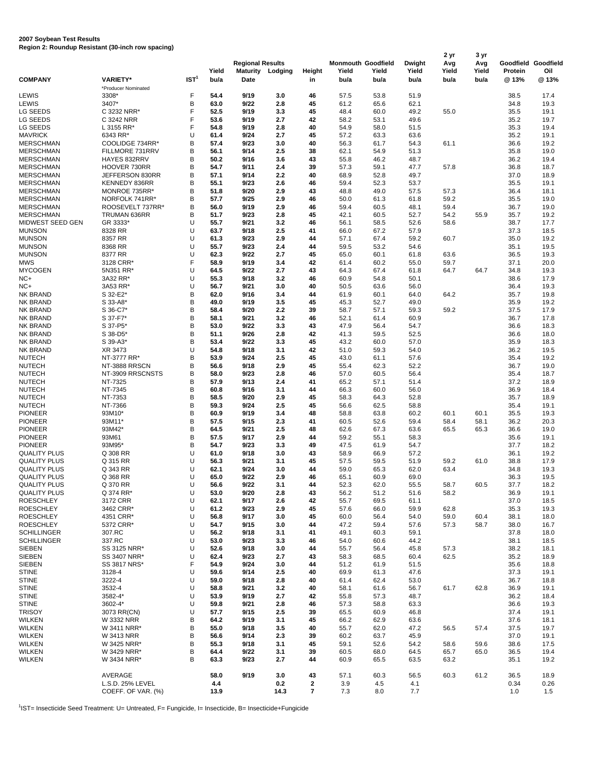**2007 Soybean Test Results**
**Region 2: Roundup Resistant (30-inch row spacing)**

| COMPANY | VARIETY* | IST[1] | Regional Results Yield bu/a | Maturity Date | Lodging | Height in | Monmouth Yield bu/a | Goodfield Yield bu/a | Dwight Yield bu/a | 2 yr Avg Yield bu/a | 3 yr Avg Yield bu/a | Goodfield Protein @ 13% | Goodfield Oil @ 13% |
|---|---|---|---|---|---|---|---|---|---|---|---|---|---|
| | *Producer Nominated | | | | | | | | | | | | |
| LEWIS | 3308* | F | 54.4 | 9/19 | 3.0 | 46 | 57.5 | 53.8 | 51.9 | | | 38.5 | 17.4 |
| LEWIS | 3407* | B | 63.0 | 9/22 | 2.8 | 45 | 61.2 | 65.6 | 62.1 | | | 34.8 | 19.3 |
| LG SEEDS | C 3232 NRR* | F | 52.5 | 9/19 | 3.3 | 45 | 48.4 | 60.0 | 49.2 | 55.0 | | 35.5 | 19.1 |
| LG SEEDS | C 3242 NRR | F | 53.6 | 9/19 | 2.7 | 42 | 58.2 | 53.1 | 49.6 | | | 35.2 | 19.7 |
| LG SEEDS | L 3155 RR* | F | 54.8 | 9/19 | 2.8 | 40 | 54.9 | 58.0 | 51.5 | | | 35.3 | 19.4 |
| MAVRICK | 6343 RR* | U | 61.4 | 9/24 | 2.7 | 45 | 57.2 | 63.3 | 63.6 | | | 35.2 | 19.1 |
| MERSCHMAN | COOLIDGE 734RR* | B | 57.4 | 9/23 | 3.0 | 40 | 56.3 | 61.7 | 54.3 | 61.1 | | 36.6 | 19.2 |
| MERSCHMAN | FILLMORE 731RRV | B | 56.1 | 9/14 | 2.5 | 38 | 62.1 | 54.9 | 51.3 | | | 35.8 | 19.0 |
| MERSCHMAN | HAYES 832RRV | B | 50.2 | 9/16 | 3.6 | 43 | 55.8 | 46.2 | 48.7 | | | 36.2 | 19.4 |
| MERSCHMAN | HOOVER 730RR | B | 54.7 | 9/11 | 2.4 | 39 | 57.3 | 59.1 | 47.7 | 57.8 | | 36.8 | 18.7 |
| MERSCHMAN | JEFFERSON 830RR | B | 57.1 | 9/14 | 2.2 | 40 | 68.9 | 52.8 | 49.7 | | | 37.0 | 18.9 |
| MERSCHMAN | KENNEDY 836RR | B | 55.1 | 9/23 | 2.6 | 46 | 59.4 | 52.3 | 53.7 | | | 35.5 | 19.1 |
| MERSCHMAN | MONROE 735RR* | B | 51.8 | 9/20 | 2.9 | 43 | 48.8 | 49.0 | 57.5 | 57.3 | | 36.4 | 18.1 |
| MERSCHMAN | NORFOLK 741RR* | B | 57.7 | 9/25 | 2.9 | 46 | 50.0 | 61.3 | 61.8 | 59.2 | | 35.5 | 19.0 |
| MERSCHMAN | ROOSEVELT 737RR* | B | 56.0 | 9/19 | 2.9 | 46 | 59.4 | 60.5 | 48.1 | 59.4 | | 36.7 | 19.0 |
| MERSCHMAN | TRUMAN 636RR | B | 51.7 | 9/23 | 2.8 | 45 | 42.1 | 60.5 | 52.7 | 54.2 | 55.9 | 35.7 | 19.2 |
| MIDWEST SEED GEN | GR 3333* | U | 55.7 | 9/21 | 3.2 | 46 | 56.1 | 58.5 | 52.6 | 58.6 | | 38.7 | 17.7 |
| MUNSON | 8328 RR | U | 63.7 | 9/18 | 2.5 | 41 | 66.0 | 67.2 | 57.9 | | | 37.3 | 18.5 |
| MUNSON | 8357 RR | U | 61.3 | 9/23 | 2.9 | 44 | 57.1 | 67.4 | 59.2 | 60.7 | | 35.0 | 19.2 |
| MUNSON | 8368 RR | U | 55.7 | 9/23 | 2.4 | 44 | 59.5 | 53.2 | 54.6 | | | 35.1 | 19.5 |
| MUNSON | 8377 RR | U | 62.3 | 9/22 | 2.7 | 45 | 65.0 | 60.1 | 61.8 | 63.6 | | 36.5 | 19.3 |
| MWS | 3128 CRR* | F | 58.9 | 9/19 | 3.4 | 42 | 61.4 | 60.2 | 55.0 | 59.7 | | 37.1 | 20.0 |
| MYCOGEN | 5N351 RR* | U | 64.5 | 9/22 | 2.7 | 43 | 64.3 | 67.4 | 61.8 | 64.7 | 64.7 | 34.8 | 19.3 |
| NC+ | 3A32 RR* | U | 55.3 | 9/18 | 3.2 | 46 | 60.9 | 54.8 | 50.1 | | | 38.6 | 17.9 |
| NC+ | 3A53 RR* | U | 56.7 | 9/21 | 3.0 | 40 | 50.5 | 63.6 | 56.0 | | | 36.4 | 19.3 |
| NK BRAND | S 32-E2* | B | 62.0 | 9/16 | 3.4 | 44 | 61.9 | 60.1 | 64.0 | 64.2 | | 35.7 | 19.8 |
| NK BRAND | S 33-A8* | B | 49.0 | 9/19 | 3.5 | 45 | 45.3 | 52.7 | 49.0 | | | 35.9 | 19.2 |
| NK BRAND | S 36-C7* | B | 58.4 | 9/20 | 2.2 | 39 | 58.7 | 57.1 | 59.3 | 59.2 | | 37.5 | 17.9 |
| NK BRAND | S 37-F7* | B | 58.1 | 9/21 | 3.2 | 46 | 52.1 | 61.4 | 60.9 | | | 36.7 | 17.8 |
| NK BRAND | S 37-P5* | B | 53.0 | 9/22 | 3.3 | 43 | 47.9 | 56.4 | 54.7 | | | 36.6 | 18.3 |
| NK BRAND | S 38-D5* | B | 51.1 | 9/26 | 2.8 | 42 | 41.3 | 59.5 | 52.5 | | | 36.6 | 18.0 |
| NK BRAND | S 39-A3* | B | 53.4 | 9/22 | 3.3 | 45 | 43.2 | 60.0 | 57.0 | | | 35.9 | 18.3 |
| NK BRAND | XR 3473 | U | 54.8 | 9/18 | 3.1 | 42 | 51.0 | 59.3 | 54.0 | | | 36.2 | 19.5 |
| NUTECH | NT-3777 RR* | B | 53.9 | 9/24 | 2.5 | 45 | 43.0 | 61.1 | 57.6 | | | 35.4 | 19.2 |
| NUTECH | NT-3888 RRSCN | B | 56.6 | 9/18 | 2.9 | 45 | 55.4 | 62.3 | 52.2 | | | 36.7 | 19.0 |
| NUTECH | NT-3909 RRSCNSTS | B | 58.0 | 9/23 | 2.8 | 46 | 57.0 | 60.5 | 56.4 | | | 35.4 | 18.7 |
| NUTECH | NT-7325 | B | 57.9 | 9/13 | 2.4 | 41 | 65.2 | 57.1 | 51.4 | | | 37.2 | 18.9 |
| NUTECH | NT-7345 | B | 60.8 | 9/16 | 3.1 | 44 | 66.3 | 60.0 | 56.0 | | | 36.9 | 18.4 |
| NUTECH | NT-7353 | B | 58.5 | 9/20 | 2.9 | 45 | 58.3 | 64.3 | 52.8 | | | 35.7 | 18.9 |
| NUTECH | NT-7366 | B | 59.3 | 9/24 | 2.5 | 45 | 56.6 | 62.5 | 58.8 | | | 35.4 | 19.1 |
| PIONEER | 93M10* | B | 60.9 | 9/19 | 3.4 | 48 | 58.8 | 63.8 | 60.2 | 60.1 | 60.1 | 35.5 | 19.3 |
| PIONEER | 93M11* | B | 57.5 | 9/15 | 2.3 | 41 | 60.5 | 52.6 | 59.4 | 58.4 | 58.1 | 36.2 | 20.3 |
| PIONEER | 93M42* | B | 64.5 | 9/21 | 2.5 | 48 | 62.6 | 67.3 | 63.6 | 65.5 | 65.3 | 36.6 | 19.0 |
| PIONEER | 93M61 | B | 57.5 | 9/17 | 2.9 | 44 | 59.2 | 55.1 | 58.3 | | | 35.6 | 19.1 |
| PIONEER | 93M95* | B | 54.7 | 9/23 | 3.3 | 49 | 47.5 | 61.9 | 54.7 | | | 37.7 | 18.2 |
| QUALITY PLUS | Q 308 RR | U | 61.0 | 9/18 | 3.0 | 43 | 58.9 | 66.9 | 57.2 | | | 36.1 | 19.2 |
| QUALITY PLUS | Q 315 RR | U | 56.3 | 9/21 | 3.1 | 45 | 57.5 | 59.5 | 51.9 | 59.2 | 61.0 | 38.8 | 17.9 |
| QUALITY PLUS | Q 343 RR | U | 62.1 | 9/24 | 3.0 | 44 | 59.0 | 65.3 | 62.0 | 63.4 | | 34.8 | 19.3 |
| QUALITY PLUS | Q 368 RR | U | 65.0 | 9/22 | 2.9 | 46 | 65.1 | 60.9 | 69.0 | | | 36.3 | 19.5 |
| QUALITY PLUS | Q 370 RR | U | 56.6 | 9/22 | 3.1 | 44 | 52.3 | 62.0 | 55.5 | 58.7 | 60.5 | 37.7 | 18.2 |
| QUALITY PLUS | Q 374 RR* | U | 53.0 | 9/20 | 2.8 | 43 | 56.2 | 51.2 | 51.6 | 58.2 | | 36.9 | 19.1 |
| ROESCHLEY | 3172 CRR | U | 62.1 | 9/17 | 2.6 | 42 | 55.7 | 69.5 | 61.1 | | | 37.0 | 18.5 |
| ROESCHLEY | 3462 CRR* | U | 61.2 | 9/23 | 2.9 | 45 | 57.6 | 66.0 | 59.9 | 62.8 | | 35.3 | 19.3 |
| ROESCHLEY | 4351 CRR* | U | 56.8 | 9/17 | 3.0 | 45 | 60.0 | 56.4 | 54.0 | 59.0 | 60.4 | 38.1 | 18.0 |
| ROESCHLEY | 5372 CRR* | U | 54.7 | 9/15 | 3.0 | 44 | 47.2 | 59.4 | 57.6 | 57.3 | 58.7 | 38.0 | 16.7 |
| SCHILLINGER | 307.RC | U | 56.2 | 9/18 | 3.1 | 41 | 49.1 | 60.3 | 59.1 | | | 37.8 | 18.0 |
| SCHILLINGER | 337.RC | U | 53.0 | 9/23 | 3.3 | 46 | 54.0 | 60.6 | 44.2 | | | 38.1 | 18.5 |
| SIEBEN | SS 3125 NRR* | U | 52.6 | 9/18 | 3.0 | 44 | 55.7 | 56.4 | 45.8 | 57.3 | | 38.2 | 18.1 |
| SIEBEN | SS 3407 NRR* | U | 62.4 | 9/23 | 2.7 | 43 | 58.3 | 68.5 | 60.4 | 62.5 | | 35.2 | 18.9 |
| SIEBEN | SS 3817 NRS* | F | 54.9 | 9/24 | 3.0 | 44 | 51.2 | 61.9 | 51.5 | | | 35.6 | 18.8 |
| STINE | 3128-4 | U | 59.6 | 9/14 | 2.5 | 40 | 69.9 | 61.3 | 47.6 | | | 37.3 | 19.1 |
| STINE | 3222-4 | U | 59.0 | 9/18 | 2.8 | 40 | 61.4 | 62.4 | 53.0 | | | 36.7 | 18.8 |
| STINE | 3532-4 | U | 58.8 | 9/21 | 3.2 | 40 | 58.1 | 61.6 | 56.7 | 61.7 | 62.8 | 36.9 | 19.1 |
| STINE | 3582-4* | U | 53.9 | 9/19 | 2.7 | 42 | 55.8 | 57.3 | 48.7 | | | 36.2 | 18.4 |
| STINE | 3602-4* | U | 59.8 | 9/21 | 2.8 | 46 | 57.3 | 58.8 | 63.3 | | | 36.6 | 19.3 |
| TRISOY | 3073 RR(CN) | U | 57.7 | 9/15 | 2.5 | 39 | 65.5 | 60.9 | 46.8 | | | 37.4 | 19.1 |
| WILKEN | W 3332 NRR | B | 64.2 | 9/19 | 3.1 | 45 | 66.2 | 62.9 | 63.6 | | | 37.6 | 18.1 |
| WILKEN | W 3411 NRR* | B | 55.0 | 9/18 | 3.5 | 40 | 55.7 | 62.0 | 47.2 | 56.5 | 57.4 | 37.5 | 19.7 |
| WILKEN | W 3413 NRR | B | 56.6 | 9/14 | 2.3 | 39 | 60.2 | 63.7 | 45.9 | | | 37.0 | 19.1 |
| WILKEN | W 3425 NRR* | B | 55.3 | 9/18 | 3.1 | 45 | 59.1 | 52.6 | 54.2 | 58.6 | 59.6 | 38.6 | 17.5 |
| WILKEN | W 3429 NRR* | B | 64.4 | 9/22 | 3.1 | 39 | 60.5 | 68.0 | 64.5 | 65.7 | 65.0 | 36.5 | 19.4 |
| WILKEN | W 3434 NRR* | B | 63.3 | 9/23 | 2.7 | 44 | 60.9 | 65.5 | 63.5 | 63.2 | | 35.1 | 19.2 |
| | AVERAGE | | 58.0 | 9/19 | 3.0 | 43 | 57.1 | 60.3 | 56.5 | 60.3 | 61.2 | 36.5 | 18.9 |
| | L.S.D. 25% LEVEL | | 4.4 | | 0.2 | 2 | 3.9 | 4.5 | 4.1 | | | 0.34 | 0.26 |
| | COEFF. OF VAR. (%) | | 13.9 | | 14.3 | 7 | 7.3 | 8.0 | 7.7 | | | 1.0 | 1.5 |

[1]IST= Insecticide Seed Treatment: U= Untreated, F= Fungicide, I= Insecticide, B= Insecticide+Fungicide